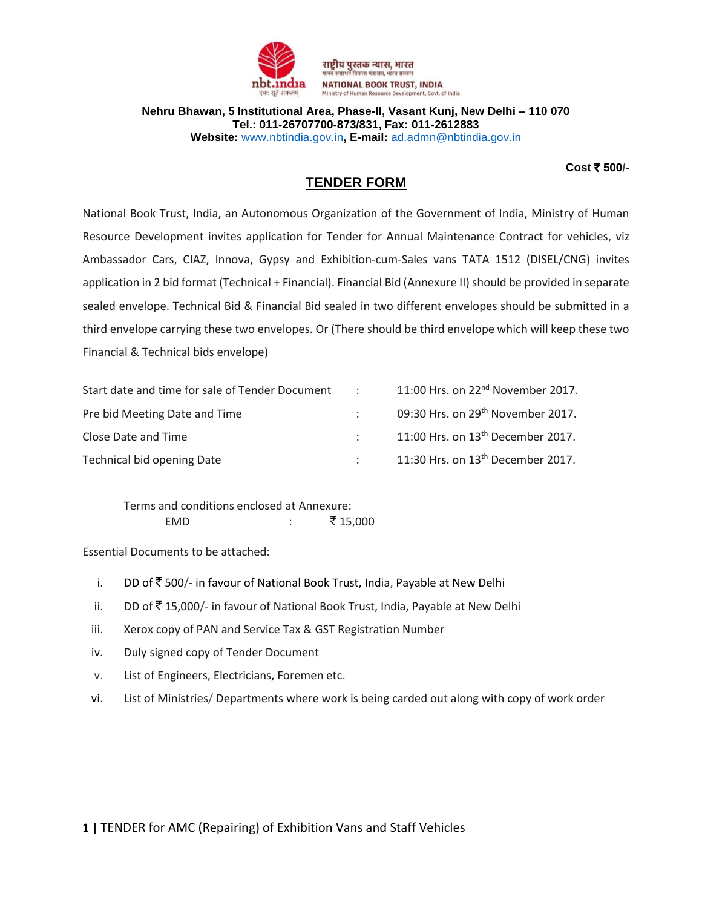राष्ट्रीय पुस्तक न्यास, भारत
मानव संसाधन विकास मंत्रालय, भारत सरकार

NATIONAL BOOK TRUST, INDIA
Ministry of Human Resource Development, Govt. of India

**Nehru Bhawan, 5 Institutional Area, Phase-II, Vasant Kunj, New Delhi – 110 070**
**Tel.: 011-26707700-873/831, Fax: 011-2612883**
**Website:** www.nbtindia.gov.in**, E-mail:** ad.admn@nbtindia.gov.in

**Cost ₹ 500/-**

# TENDER FORM

National Book Trust, India, an Autonomous Organization of the Government of India, Ministry of Human Resource Development invites application for Tender for Annual Maintenance Contract for vehicles, viz Ambassador Cars, CIAZ, Innova, Gypsy and Exhibition-cum-Sales vans TATA 1512 (DISEL/CNG) invites application in 2 bid format (Technical + Financial). Financial Bid (Annexure II) should be provided in separate sealed envelope. Technical Bid & Financial Bid sealed in two different envelopes should be submitted in a third envelope carrying these two envelopes. Or (There should be third envelope which will keep these two Financial & Technical bids envelope)

| | | |
|---|---|---|
| Start date and time for sale of Tender Document | : | 11:00 Hrs. on 22nd November 2017. |
| Pre bid Meeting Date and Time | : | 09:30 Hrs. on 29th November 2017. |
| Close Date and Time | : | 11:00 Hrs. on 13th December 2017. |
| Technical bid opening Date | : | 11:30 Hrs. on 13th December 2017. |

Terms and conditions enclosed at Annexure:

EMD : ₹ 15,000

Essential Documents to be attached:

i. DD of ₹ 500/- in favour of National Book Trust, India, Payable at New Delhi
ii. DD of ₹ 15,000/- in favour of National Book Trust, India, Payable at New Delhi
iii. Xerox copy of PAN and Service Tax & GST Registration Number
iv. Duly signed copy of Tender Document
v. List of Engineers, Electricians, Foremen etc.
vi. List of Ministries/ Departments where work is being carded out along with copy of work order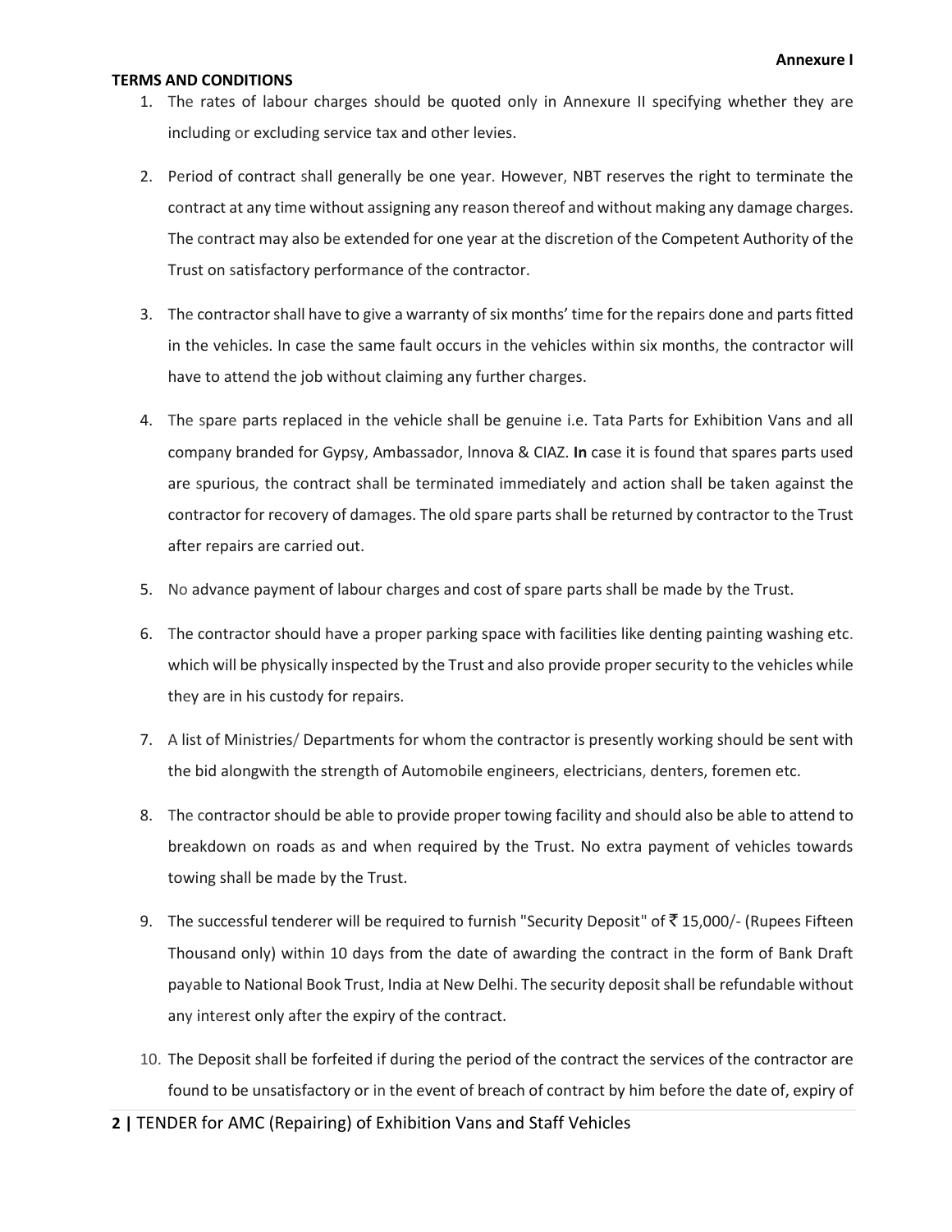**Annexure I**

**TERMS AND CONDITIONS**

1. The rates of labour charges should be quoted only in Annexure II specifying whether they are including or excluding service tax and other levies.

2. Period of contract shall generally be one year. However, NBT reserves the right to terminate the contract at any time without assigning any reason thereof and without making any damage charges. The contract may also be extended for one year at the discretion of the Competent Authority of the Trust on satisfactory performance of the contractor.

3. The contractor shall have to give a warranty of six months' time for the repairs done and parts fitted in the vehicles. In case the same fault occurs in the vehicles within six months, the contractor will have to attend the job without claiming any further charges.

4. The spare parts replaced in the vehicle shall be genuine i.e. Tata Parts for Exhibition Vans and all company branded for Gypsy, Ambassador, Innova & CIAZ. **In** case it is found that spares parts used are spurious, the contract shall be terminated immediately and action shall be taken against the contractor for recovery of damages. The old spare parts shall be returned by contractor to the Trust after repairs are carried out.

5. No advance payment of labour charges and cost of spare parts shall be made by the Trust.

6. The contractor should have a proper parking space with facilities like denting painting washing etc. which will be physically inspected by the Trust and also provide proper security to the vehicles while they are in his custody for repairs.

7. A list of Ministries/ Departments for whom the contractor is presently working should be sent with the bid alongwith the strength of Automobile engineers, electricians, denters, foremen etc.

8. The contractor should be able to provide proper towing facility and should also be able to attend to breakdown on roads as and when required by the Trust. No extra payment of vehicles towards towing shall be made by the Trust.

9. The successful tenderer will be required to furnish "Security Deposit" of ₹ 15,000/- (Rupees Fifteen Thousand only) within 10 days from the date of awarding the contract in the form of Bank Draft payable to National Book Trust, India at New Delhi. The security deposit shall be refundable without any interest only after the expiry of the contract.

10. The Deposit shall be forfeited if during the period of the contract the services of the contractor are found to be unsatisfactory or in the event of breach of contract by him before the date of, expiry of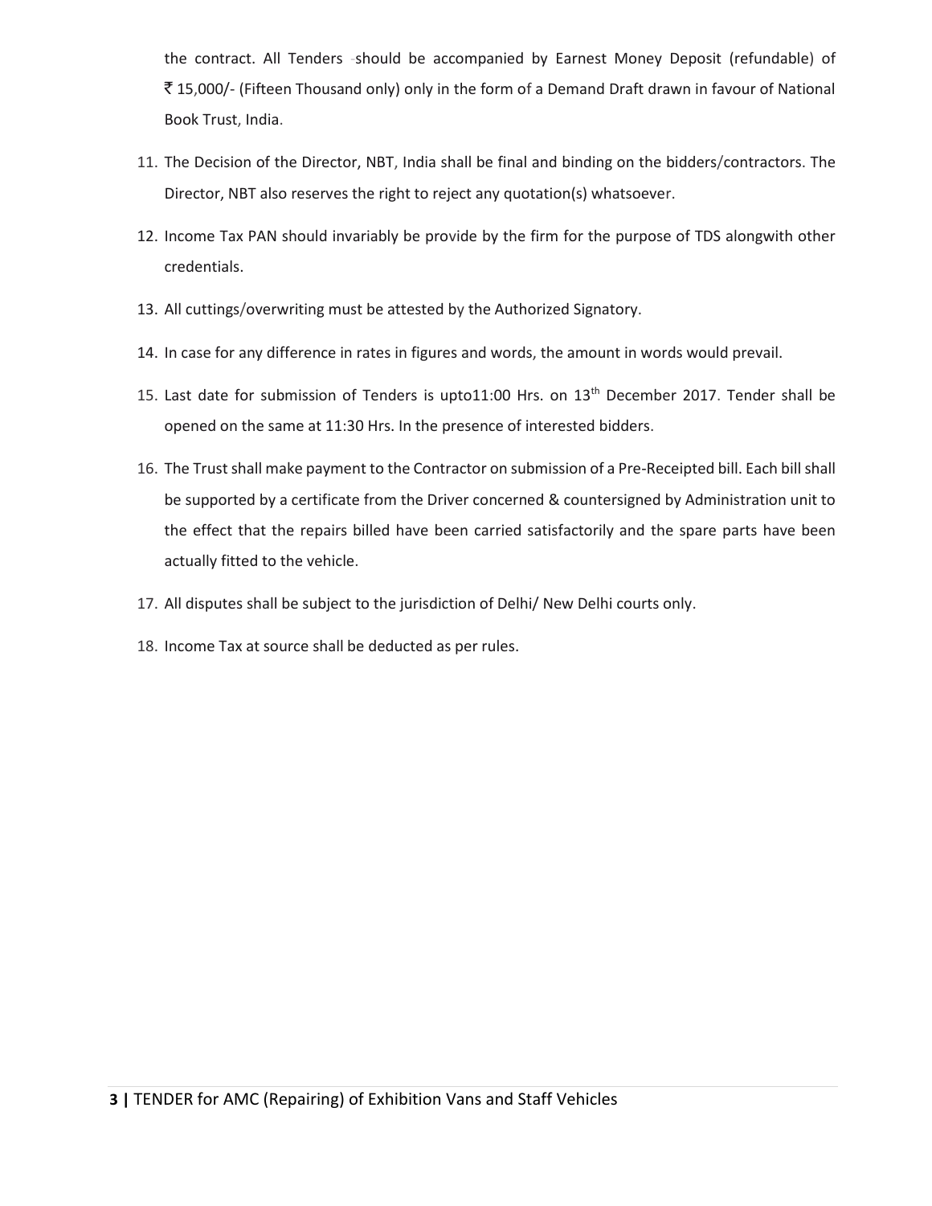the contract. All Tenders should be accompanied by Earnest Money Deposit (refundable) of ₹ 15,000/- (Fifteen Thousand only) only in the form of a Demand Draft drawn in favour of National Book Trust, India.

11. The Decision of the Director, NBT, India shall be final and binding on the bidders/contractors. The Director, NBT also reserves the right to reject any quotation(s) whatsoever.
12. Income Tax PAN should invariably be provide by the firm for the purpose of TDS alongwith other credentials.
13. All cuttings/overwriting must be attested by the Authorized Signatory.
14. In case for any difference in rates in figures and words, the amount in words would prevail.
15. Last date for submission of Tenders is upto11:00 Hrs. on 13th December 2017. Tender shall be opened on the same at 11:30 Hrs. In the presence of interested bidders.
16. The Trust shall make payment to the Contractor on submission of a Pre-Receipted bill. Each bill shall be supported by a certificate from the Driver concerned & countersigned by Administration unit to the effect that the repairs billed have been carried satisfactorily and the spare parts have been actually fitted to the vehicle.
17. All disputes shall be subject to the jurisdiction of Delhi/ New Delhi courts only.
18. Income Tax at source shall be deducted as per rules.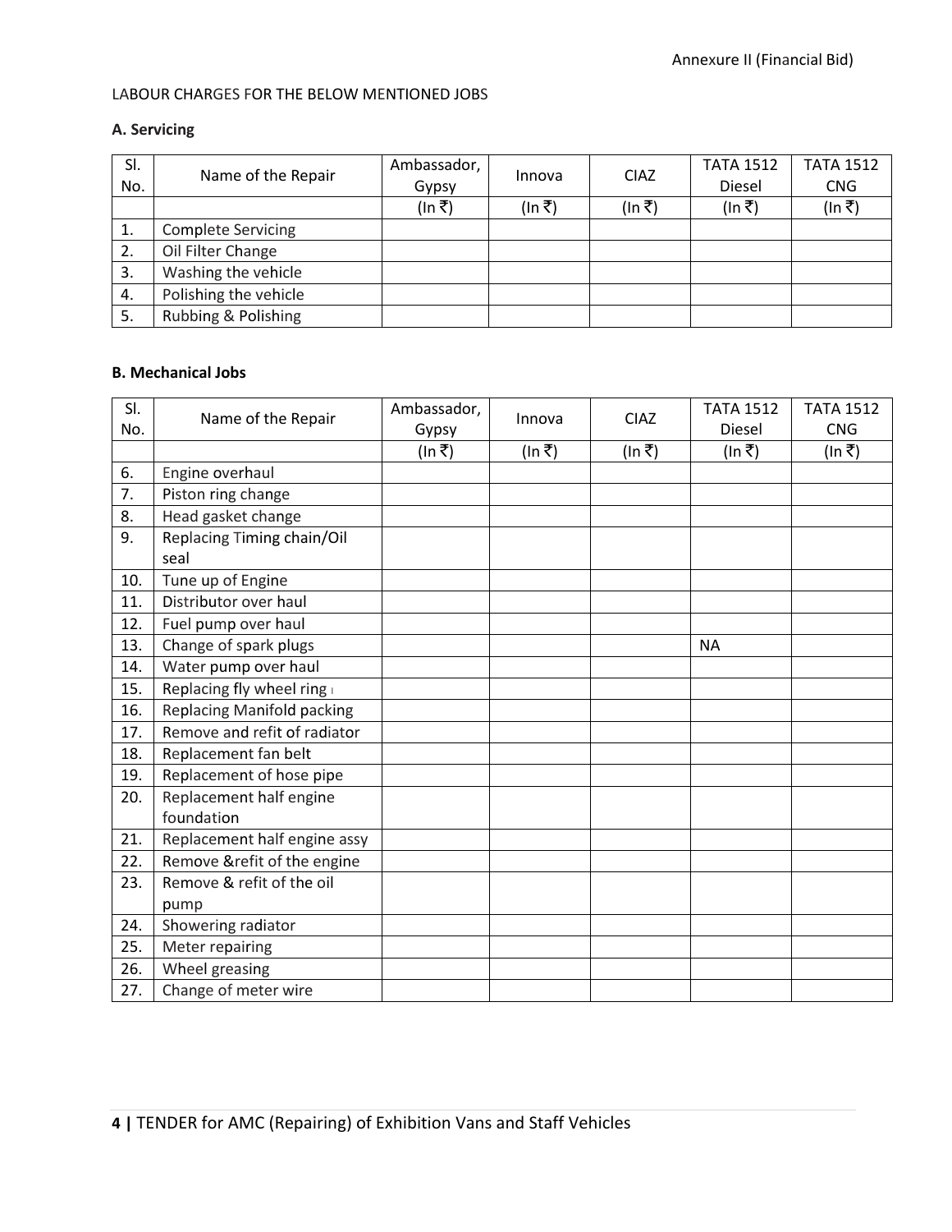LABOUR CHARGES FOR THE BELOW MENTIONED JOBS

**A. Servicing**

| Sl. No. | Name of the Repair | Ambassador, Gypsy | Innova | CIAZ | TATA 1512 Diesel | TATA 1512 CNG |
|---|---|---|---|---|---|---|
| | | (In ₹) | (In ₹) | (In ₹) | (In ₹) | (In ₹) |
| 1. | Complete Servicing | | | | | |
| 2. | Oil Filter Change | | | | | |
| 3. | Washing the vehicle | | | | | |
| 4. | Polishing the vehicle | | | | | |
| 5. | Rubbing & Polishing | | | | | |

**B. Mechanical Jobs**

| Sl. No. | Name of the Repair | Ambassador, Gypsy | Innova | CIAZ | TATA 1512 Diesel | TATA 1512 CNG |
|---|---|---|---|---|---|---|
| | | (In ₹) | (In ₹) | (In ₹) | (In ₹) | (In ₹) |
| 6. | Engine overhaul | | | | | |
| 7. | Piston ring change | | | | | |
| 8. | Head gasket change | | | | | |
| 9. | Replacing Timing chain/Oil seal | | | | | |
| 10. | Tune up of Engine | | | | | |
| 11. | Distributor over haul | | | | | |
| 12. | Fuel pump over haul | | | | | |
| 13. | Change of spark plugs | | | | NA | |
| 14. | Water pump over haul | | | | | |
| 15. | Replacing fly wheel ring | | | | | |
| 16. | Replacing Manifold packing | | | | | |
| 17. | Remove and refit of radiator | | | | | |
| 18. | Replacement fan belt | | | | | |
| 19. | Replacement of hose pipe | | | | | |
| 20. | Replacement half engine foundation | | | | | |
| 21. | Replacement half engine assy | | | | | |
| 22. | Remove &refit of the engine | | | | | |
| 23. | Remove & refit of the oil pump | | | | | |
| 24. | Showering radiator | | | | | |
| 25. | Meter repairing | | | | | |
| 26. | Wheel greasing | | | | | |
| 27. | Change of meter wire | | | | | |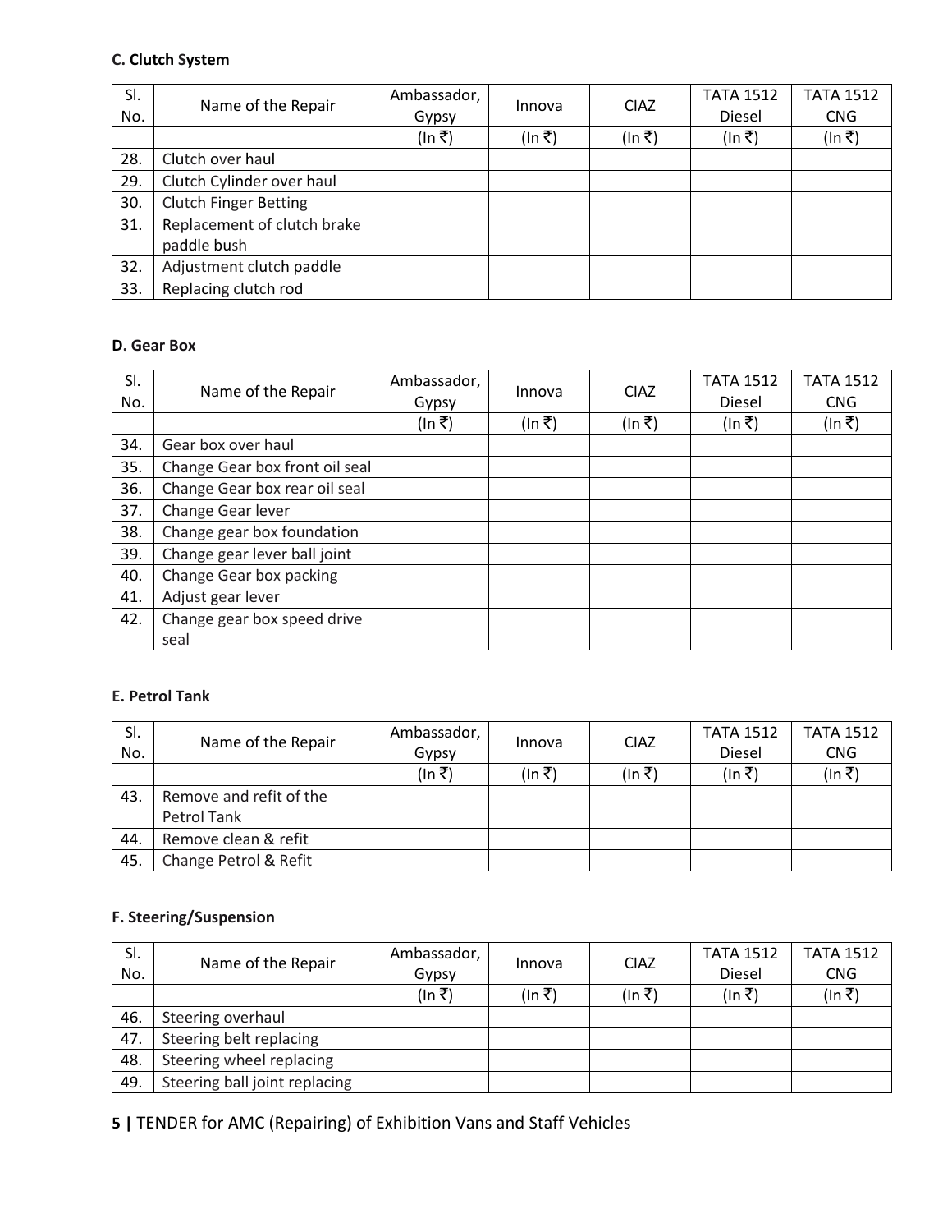**C. Clutch System**

| Sl. No. | Name of the Repair | Ambassador, Gypsy | Innova | CIAZ | TATA 1512 Diesel | TATA 1512 CNG |
|---|---|---|---|---|---|---|
| | | (In ₹) | (In ₹) | (In ₹) | (In ₹) | (In ₹) |
| 28. | Clutch over haul | | | | | |
| 29. | Clutch Cylinder over haul | | | | | |
| 30. | Clutch Finger Betting | | | | | |
| 31. | Replacement of clutch brake paddle bush | | | | | |
| 32. | Adjustment clutch paddle | | | | | |
| 33. | Replacing clutch rod | | | | | |

**D. Gear Box**

| Sl. No. | Name of the Repair | Ambassador, Gypsy | Innova | CIAZ | TATA 1512 Diesel | TATA 1512 CNG |
|---|---|---|---|---|---|---|
| | | (In ₹) | (In ₹) | (In ₹) | (In ₹) | (In ₹) |
| 34. | Gear box over haul | | | | | |
| 35. | Change Gear box front oil seal | | | | | |
| 36. | Change Gear box rear oil seal | | | | | |
| 37. | Change Gear lever | | | | | |
| 38. | Change gear box foundation | | | | | |
| 39. | Change gear lever ball joint | | | | | |
| 40. | Change Gear box packing | | | | | |
| 41. | Adjust gear lever | | | | | |
| 42. | Change gear box speed drive seal | | | | | |

**E. Petrol Tank**

| Sl. No. | Name of the Repair | Ambassador, Gypsy | Innova | CIAZ | TATA 1512 Diesel | TATA 1512 CNG |
|---|---|---|---|---|---|---|
| | | (In ₹) | (In ₹) | (In ₹) | (In ₹) | (In ₹) |
| 43. | Remove and refit of the Petrol Tank | | | | | |
| 44. | Remove clean & refit | | | | | |
| 45. | Change Petrol & Refit | | | | | |

**F. Steering/Suspension**

| Sl. No. | Name of the Repair | Ambassador, Gypsy | Innova | CIAZ | TATA 1512 Diesel | TATA 1512 CNG |
|---|---|---|---|---|---|---|
| | | (In ₹) | (In ₹) | (In ₹) | (In ₹) | (In ₹) |
| 46. | Steering overhaul | | | | | |
| 47. | Steering belt replacing | | | | | |
| 48. | Steering wheel replacing | | | | | |
| 49. | Steering ball joint replacing | | | | | |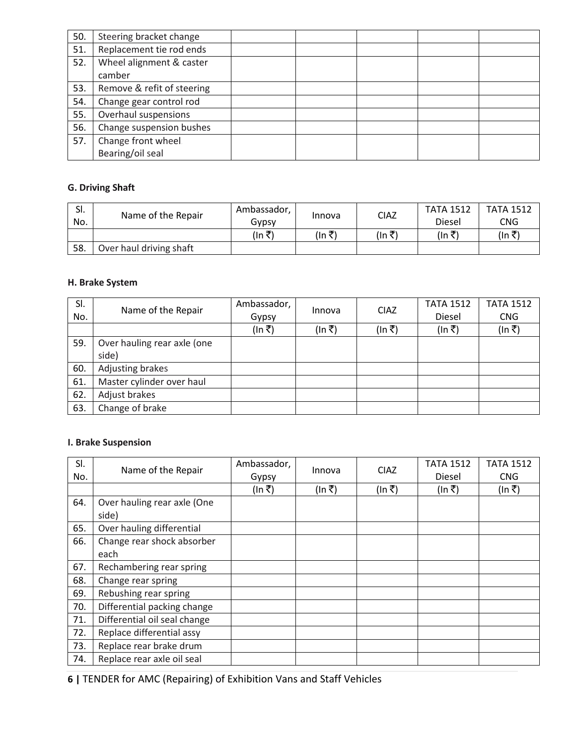| 50. | Steering bracket change | | | | | |
|---|---|---|---|---|---|---|
| 51. | Replacement tie rod ends | | | | | |
| 52. | Wheel alignment & caster camber | | | | | |
| 53. | Remove & refit of steering | | | | | |
| 54. | Change gear control rod | | | | | |
| 55. | Overhaul suspensions | | | | | |
| 56. | Change suspension bushes | | | | | |
| 57. | Change front wheel Bearing/oil seal | | | | | |

**G. Driving Shaft**

| Sl. No. | Name of the Repair | Ambassador, Gypsy | Innova | CIAZ | TATA 1512 Diesel | TATA 1512 CNG |
|---|---|---|---|---|---|---|
| | | (In ₹) | (In ₹) | (In ₹) | (In ₹) | (In ₹) |
| 58. | Over haul driving shaft | | | | | |

**H. Brake System**

| Sl. No. | Name of the Repair | Ambassador, Gypsy | Innova | CIAZ | TATA 1512 Diesel | TATA 1512 CNG |
|---|---|---|---|---|---|---|
| | | (In ₹) | (In ₹) | (In ₹) | (In ₹) | (In ₹) |
| 59. | Over hauling rear axle (one side) | | | | | |
| 60. | Adjusting brakes | | | | | |
| 61. | Master cylinder over haul | | | | | |
| 62. | Adjust brakes | | | | | |
| 63. | Change of brake | | | | | |

**I. Brake Suspension**

| Sl. No. | Name of the Repair | Ambassador, Gypsy | Innova | CIAZ | TATA 1512 Diesel | TATA 1512 CNG |
|---|---|---|---|---|---|---|
| | | (In ₹) | (In ₹) | (In ₹) | (In ₹) | (In ₹) |
| 64. | Over hauling rear axle (One side) | | | | | |
| 65. | Over hauling differential | | | | | |
| 66. | Change rear shock absorber each | | | | | |
| 67. | Rechambering rear spring | | | | | |
| 68. | Change rear spring | | | | | |
| 69. | Rebushing rear spring | | | | | |
| 70. | Differential packing change | | | | | |
| 71. | Differential oil seal change | | | | | |
| 72. | Replace differential assy | | | | | |
| 73. | Replace rear brake drum | | | | | |
| 74. | Replace rear axle oil seal | | | | | |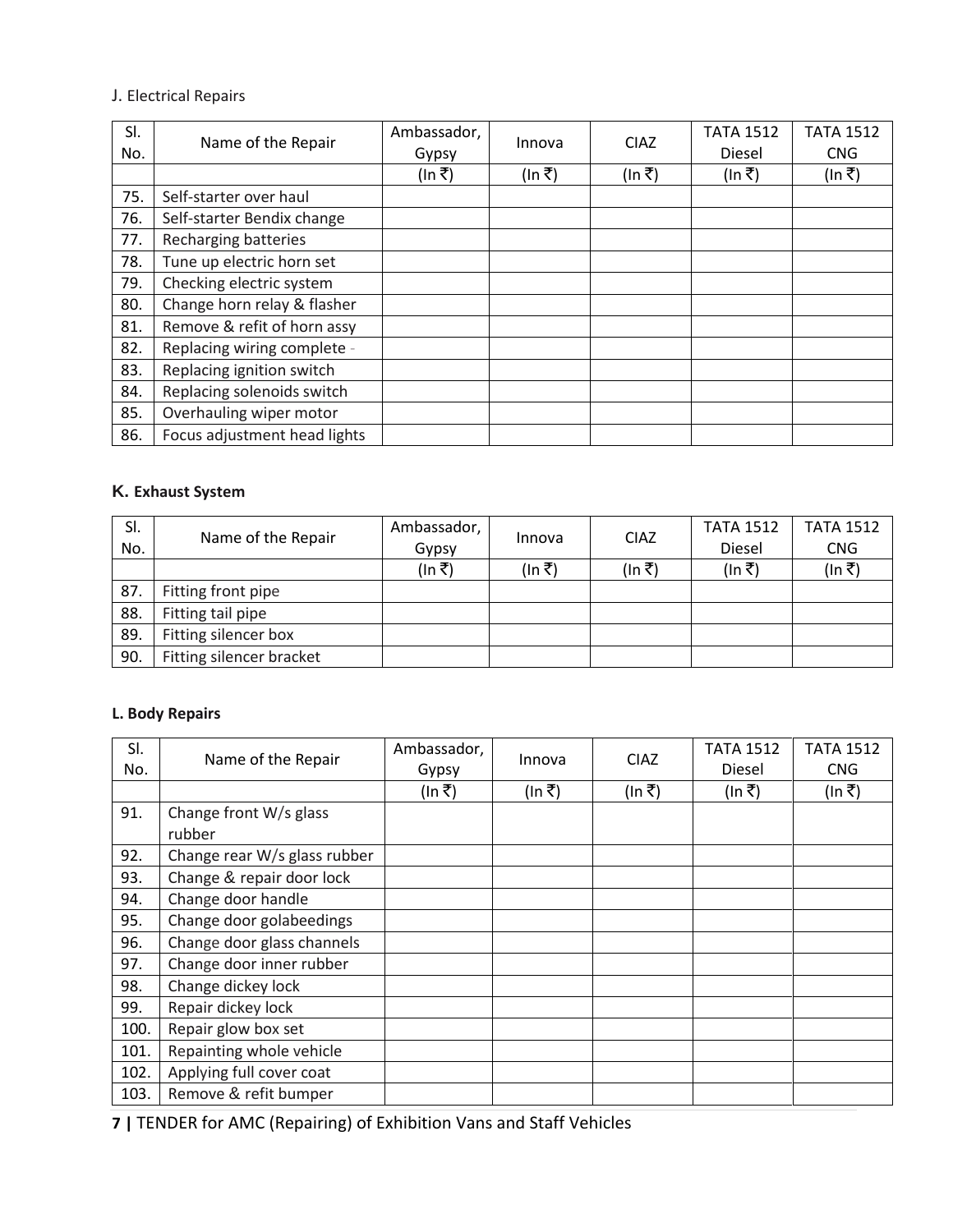J. Electrical Repairs

| Sl. No. | Name of the Repair | Ambassador, Gypsy | Innova | CIAZ | TATA 1512 Diesel | TATA 1512 CNG |
|---|---|---|---|---|---|---|
| | | (In ₹) | (In ₹) | (In ₹) | (In ₹) | (In ₹) |
| 75. | Self-starter over haul | | | | | |
| 76. | Self-starter Bendix change | | | | | |
| 77. | Recharging batteries | | | | | |
| 78. | Tune up electric horn set | | | | | |
| 79. | Checking electric system | | | | | |
| 80. | Change horn relay & flasher | | | | | |
| 81. | Remove & refit of horn assy | | | | | |
| 82. | Replacing wiring complete - | | | | | |
| 83. | Replacing ignition switch | | | | | |
| 84. | Replacing solenoids switch | | | | | |
| 85. | Overhauling wiper motor | | | | | |
| 86. | Focus adjustment head lights | | | | | |

**K. Exhaust System**

| Sl. No. | Name of the Repair | Ambassador, Gypsy | Innova | CIAZ | TATA 1512 Diesel | TATA 1512 CNG |
|---|---|---|---|---|---|---|
| | | (In ₹) | (In ₹) | (In ₹) | (In ₹) | (In ₹) |
| 87. | Fitting front pipe | | | | | |
| 88. | Fitting tail pipe | | | | | |
| 89. | Fitting silencer box | | | | | |
| 90. | Fitting silencer bracket | | | | | |

**L. Body Repairs**

| Sl. No. | Name of the Repair | Ambassador, Gypsy | Innova | CIAZ | TATA 1512 Diesel | TATA 1512 CNG |
|---|---|---|---|---|---|---|
| | | (In ₹) | (In ₹) | (In ₹) | (In ₹) | (In ₹) |
| 91. | Change front W/s glass rubber | | | | | |
| 92. | Change rear W/s glass rubber | | | | | |
| 93. | Change & repair door lock | | | | | |
| 94. | Change door handle | | | | | |
| 95. | Change door golabeedings | | | | | |
| 96. | Change door glass channels | | | | | |
| 97. | Change door inner rubber | | | | | |
| 98. | Change dickey lock | | | | | |
| 99. | Repair dickey lock | | | | | |
| 100. | Repair glow box set | | | | | |
| 101. | Repainting whole vehicle | | | | | |
| 102. | Applying full cover coat | | | | | |
| 103. | Remove & refit bumper | | | | | |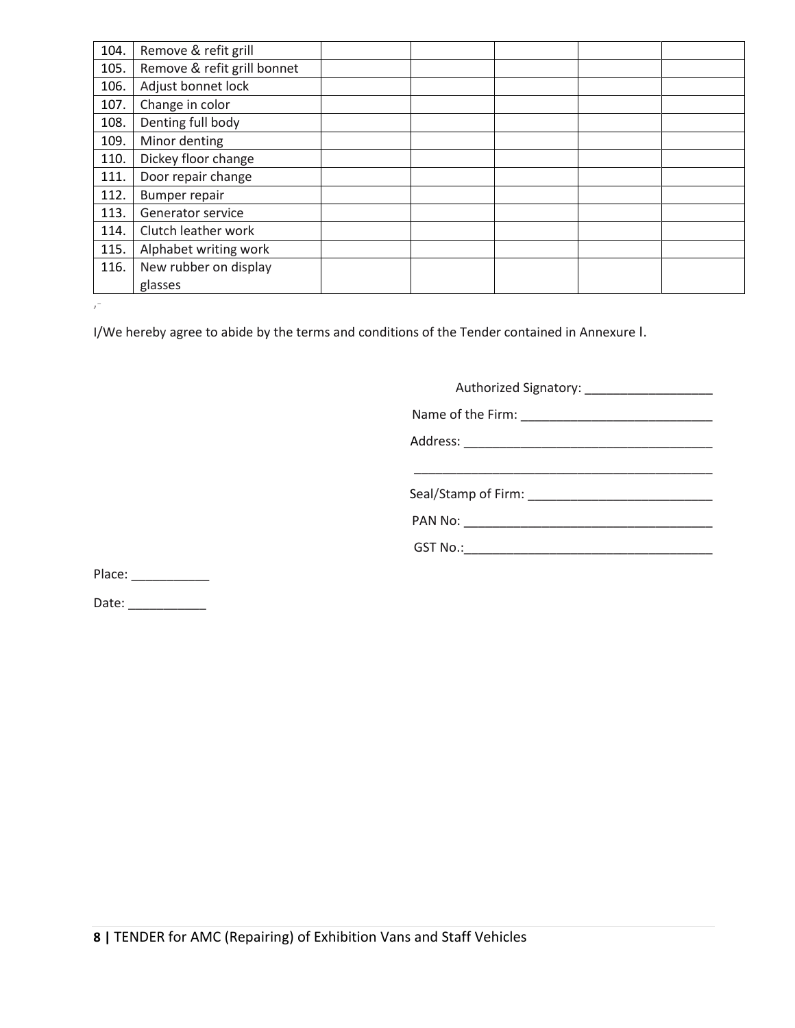| | | | | | | |
|---|---|---|---|---|---|---|
| 104. | Remove & refit grill | | | | | |
| 105. | Remove & refit grill bonnet | | | | | |
| 106. | Adjust bonnet lock | | | | | |
| 107. | Change in color | | | | | |
| 108. | Denting full body | | | | | |
| 109. | Minor denting | | | | | |
| 110. | Dickey floor change | | | | | |
| 111. | Door repair change | | | | | |
| 112. | Bumper repair | | | | | |
| 113. | Generator service | | | | | |
| 114. | Clutch leather work | | | | | |
| 115. | Alphabet writing work | | | | | |
| 116. | New rubber on display glasses | | | | | |

I/We hereby agree to abide by the terms and conditions of the Tender contained in Annexure I.

Authorized Signatory: __________________

Name of the Firm: ___________________________

Address: ____________________________________

____________________________________________

Seal/Stamp of Firm: ___________________________

PAN No: ____________________________________

GST No.:____________________________________

Place: ___________

Date: ___________